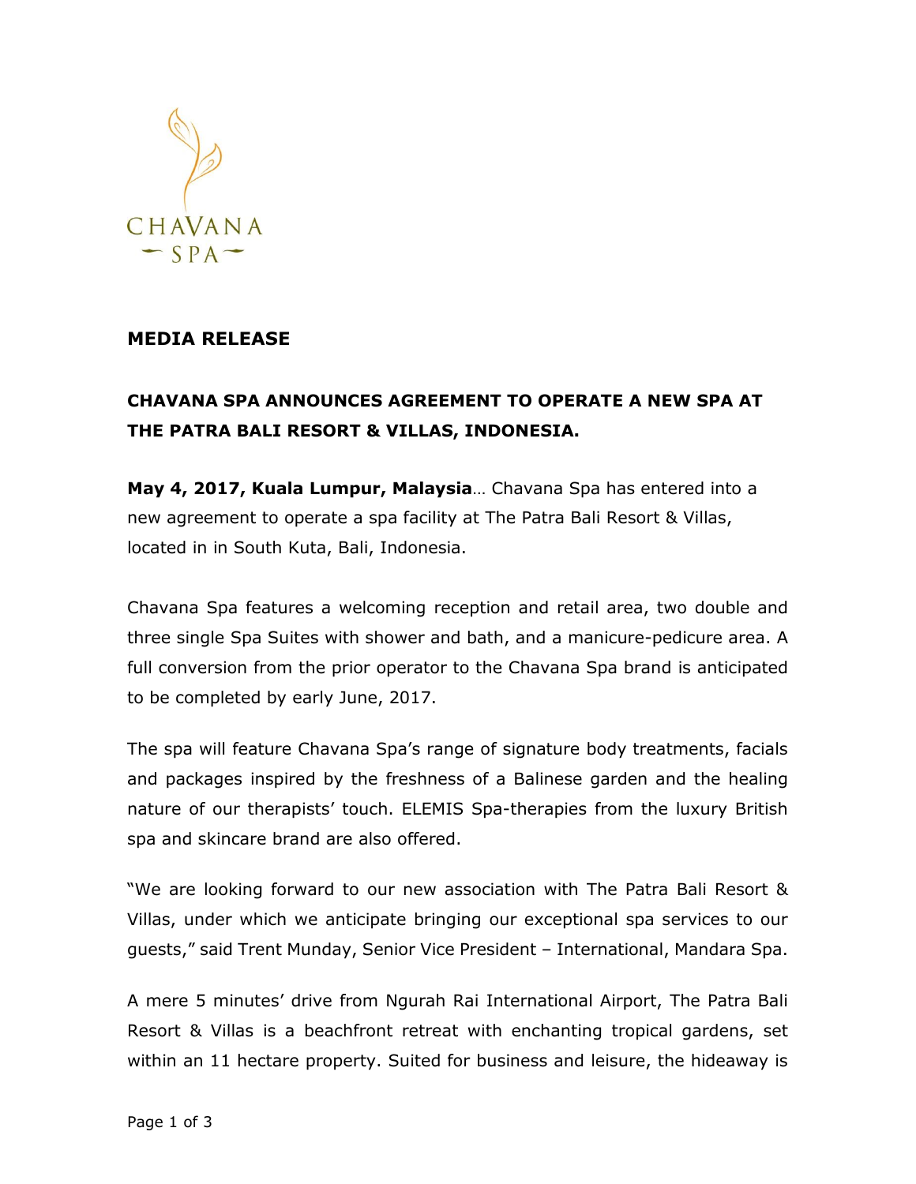CHAVANA

SPA

**MEDIA RELEASE**

**CHAVANA SPA ANNOUNCES AGREEMENT TO OPERATE A NEW SPA AT THE PATRA BALI RESORT & VILLAS, INDONESIA.**

**May 4, 2017, Kuala Lumpur, Malaysia**… Chavana Spa has entered into a new agreement to operate a spa facility at The Patra Bali Resort & Villas, located in in South Kuta, Bali, Indonesia.

Chavana Spa features a welcoming reception and retail area, two double and three single Spa Suites with shower and bath, and a manicure-pedicure area. A full conversion from the prior operator to the Chavana Spa brand is anticipated to be completed by early June, 2017.

The spa will feature Chavana Spa's range of signature body treatments, facials and packages inspired by the freshness of a Balinese garden and the healing nature of our therapists' touch. ELEMIS Spa-therapies from the luxury British spa and skincare brand are also offered.

"We are looking forward to our new association with The Patra Bali Resort & Villas, under which we anticipate bringing our exceptional spa services to our guests," said Trent Munday, Senior Vice President – International, Mandara Spa.

A mere 5 minutes' drive from Ngurah Rai International Airport, The Patra Bali Resort & Villas is a beachfront retreat with enchanting tropical gardens, set within an 11 hectare property. Suited for business and leisure, the hideaway is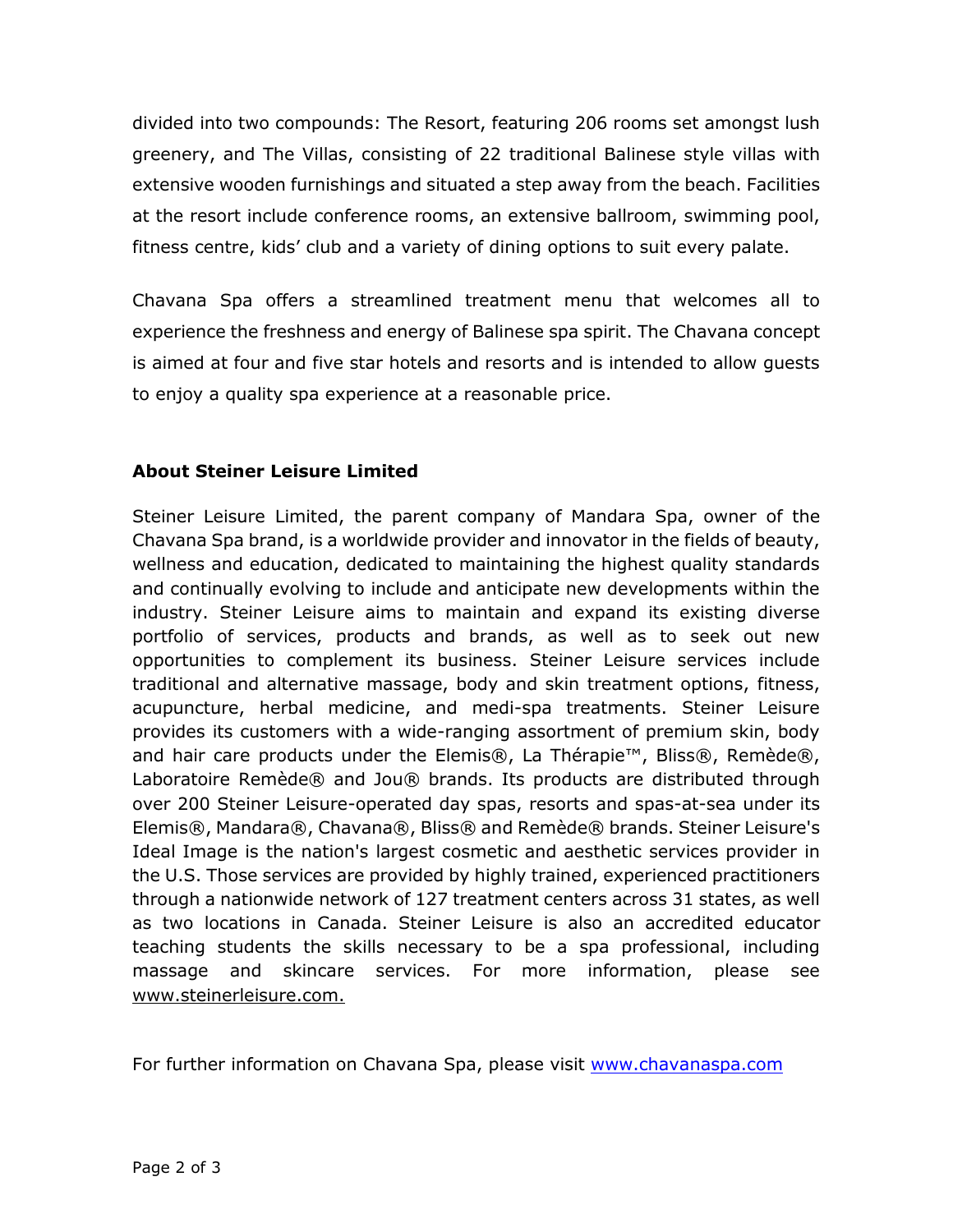divided into two compounds: The Resort, featuring 206 rooms set amongst lush greenery, and The Villas, consisting of 22 traditional Balinese style villas with extensive wooden furnishings and situated a step away from the beach. Facilities at the resort include conference rooms, an extensive ballroom, swimming pool, fitness centre, kids' club and a variety of dining options to suit every palate.

Chavana Spa offers a streamlined treatment menu that welcomes all to experience the freshness and energy of Balinese spa spirit. The Chavana concept is aimed at four and five star hotels and resorts and is intended to allow guests to enjoy a quality spa experience at a reasonable price.

**About Steiner Leisure Limited**

Steiner Leisure Limited, the parent company of Mandara Spa, owner of the Chavana Spa brand, is a worldwide provider and innovator in the fields of beauty, wellness and education, dedicated to maintaining the highest quality standards and continually evolving to include and anticipate new developments within the industry. Steiner Leisure aims to maintain and expand its existing diverse portfolio of services, products and brands, as well as to seek out new opportunities to complement its business. Steiner Leisure services include traditional and alternative massage, body and skin treatment options, fitness, acupuncture, herbal medicine, and medi-spa treatments. Steiner Leisure provides its customers with a wide-ranging assortment of premium skin, body and hair care products under the Elemis®, La Thérapie™, Bliss®, Remède®, Laboratoire Remède® and Jou® brands. Its products are distributed through over 200 Steiner Leisure-operated day spas, resorts and spas-at-sea under its Elemis®, Mandara®, Chavana®, Bliss® and Remède® brands. Steiner Leisure's Ideal Image is the nation's largest cosmetic and aesthetic services provider in the U.S. Those services are provided by highly trained, experienced practitioners through a nationwide network of 127 treatment centers across 31 states, as well as two locations in Canada. Steiner Leisure is also an accredited educator teaching students the skills necessary to be a spa professional, including massage and skincare services. For more information, please see www.steinerleisure.com.

For further information on Chavana Spa, please visit www.chavanaspa.com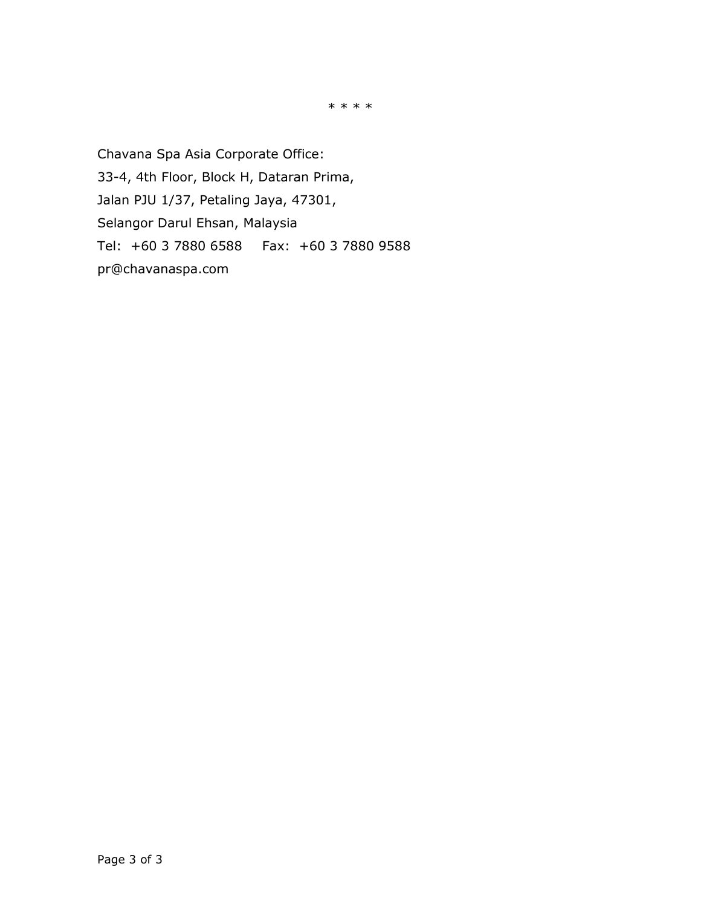* * * *

Chavana Spa Asia Corporate Office:
33-4, 4th Floor, Block H, Dataran Prima,
Jalan PJU 1/37, Petaling Jaya, 47301,
Selangor Darul Ehsan, Malaysia
Tel: +60 3 7880 6588 Fax: +60 3 7880 9588
pr@chavanaspa.com